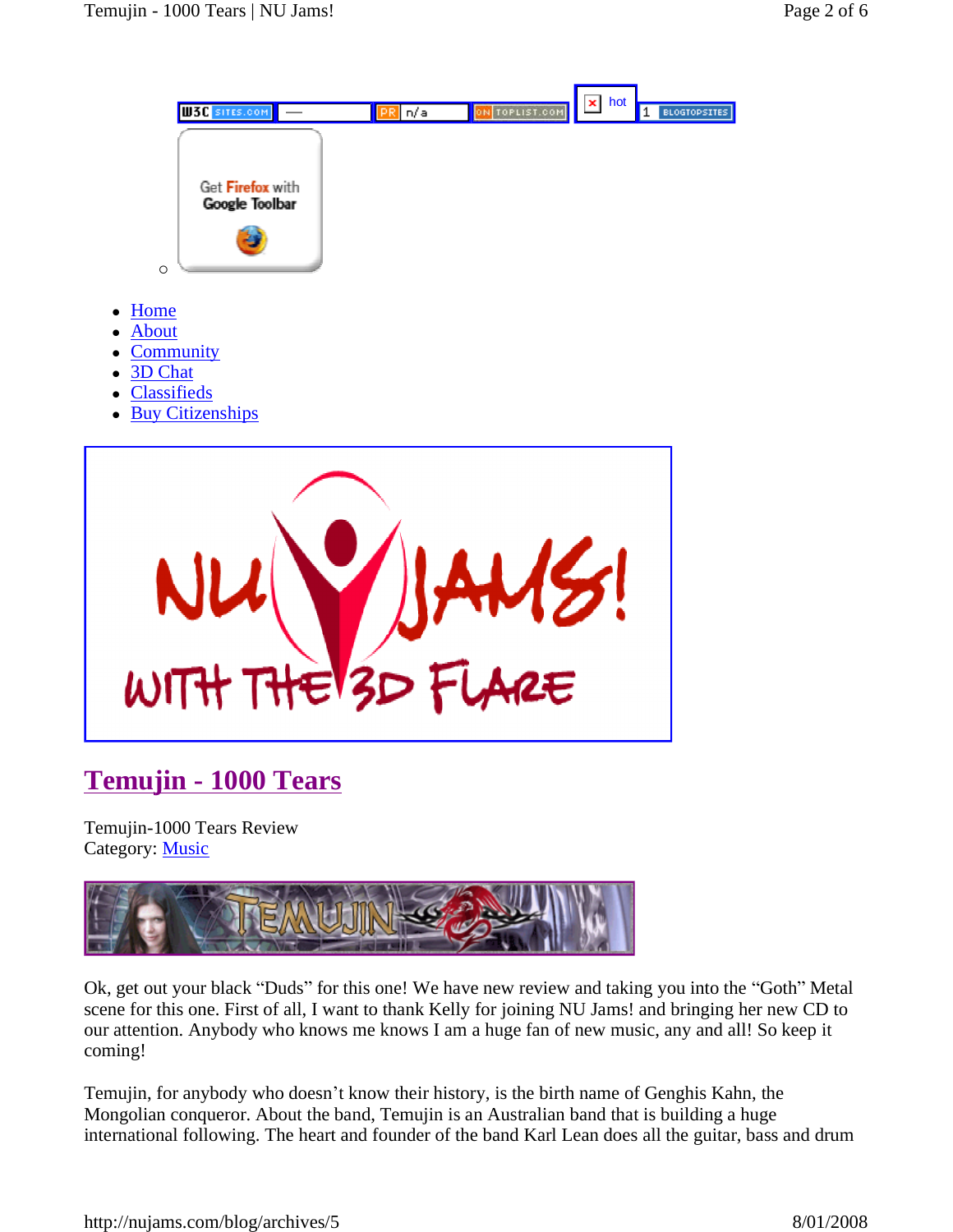- Home
- About
- Community
- 3D Chat
- Classifieds
- Buy Citizenships

# Temujin - 1000 Tears

Temujin-1000 Tears Review
Category: Music

Ok, get out your black "Duds" for this one! We have new review and taking you into the "Goth" Metal scene for this one. First of all, I want to thank Kelly for joining NU Jams! and bringing her new CD to our attention. Anybody who knows me knows I am a huge fan of new music, any and all! So keep it coming!

Temujin, for anybody who doesn't know their history, is the birth name of Genghis Kahn, the Mongolian conqueror. About the band, Temujin is an Australian band that is building a huge international following. The heart and founder of the band Karl Lean does all the guitar, bass and drum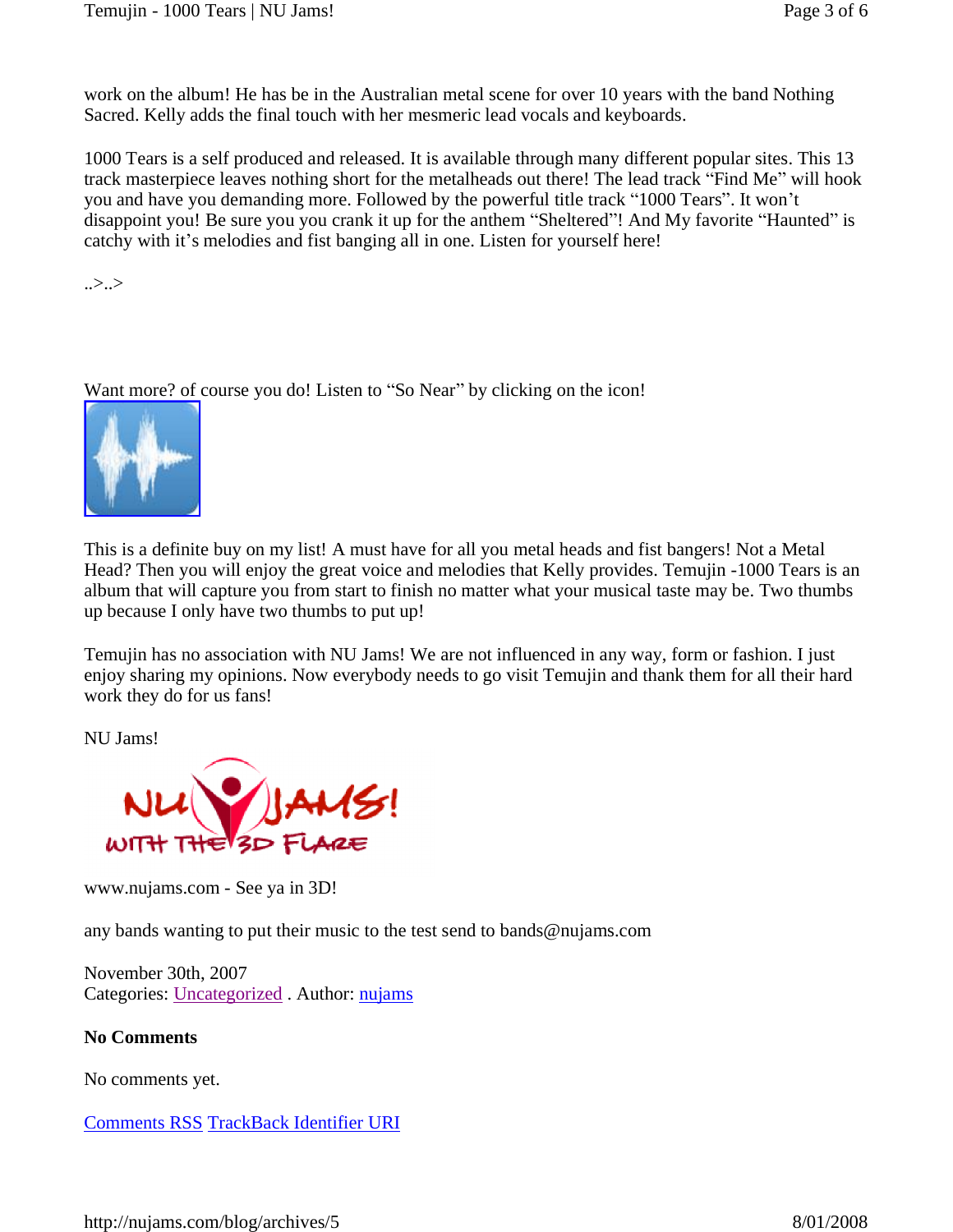work on the album! He has be in the Australian metal scene for over 10 years with the band Nothing Sacred. Kelly adds the final touch with her mesmeric lead vocals and keyboards.

1000 Tears is a self produced and released. It is available through many different popular sites. This 13 track masterpiece leaves nothing short for the metalheads out there! The lead track “Find Me” will hook you and have you demanding more. Followed by the powerful title track “1000 Tears”. It won’t disappoint you! Be sure you you crank it up for the anthem “Sheltered”! And My favorite “Haunted” is catchy with it’s melodies and fist banging all in one. Listen for yourself here!

..>..>

Want more? of course you do! Listen to “So Near” by clicking on the icon!

This is a definite buy on my list! A must have for all you metal heads and fist bangers! Not a Metal Head? Then you will enjoy the great voice and melodies that Kelly provides. Temujin -1000 Tears is an album that will capture you from start to finish no matter what your musical taste may be. Two thumbs up because I only have two thumbs to put up!

Temujin has no association with NU Jams! We are not influenced in any way, form or fashion. I just enjoy sharing my opinions. Now everybody needs to go visit Temujin and thank them for all their hard work they do for us fans!

NU Jams!

NU JAMS! WITH THE 3D FLARE

www.nujams.com - See ya in 3D!

any bands wanting to put their music to the test send to bands@nujams.com

November 30th, 2007
Categories: Uncategorized . Author: nujams

**No Comments**

No comments yet.

Comments RSS TrackBack Identifier URI